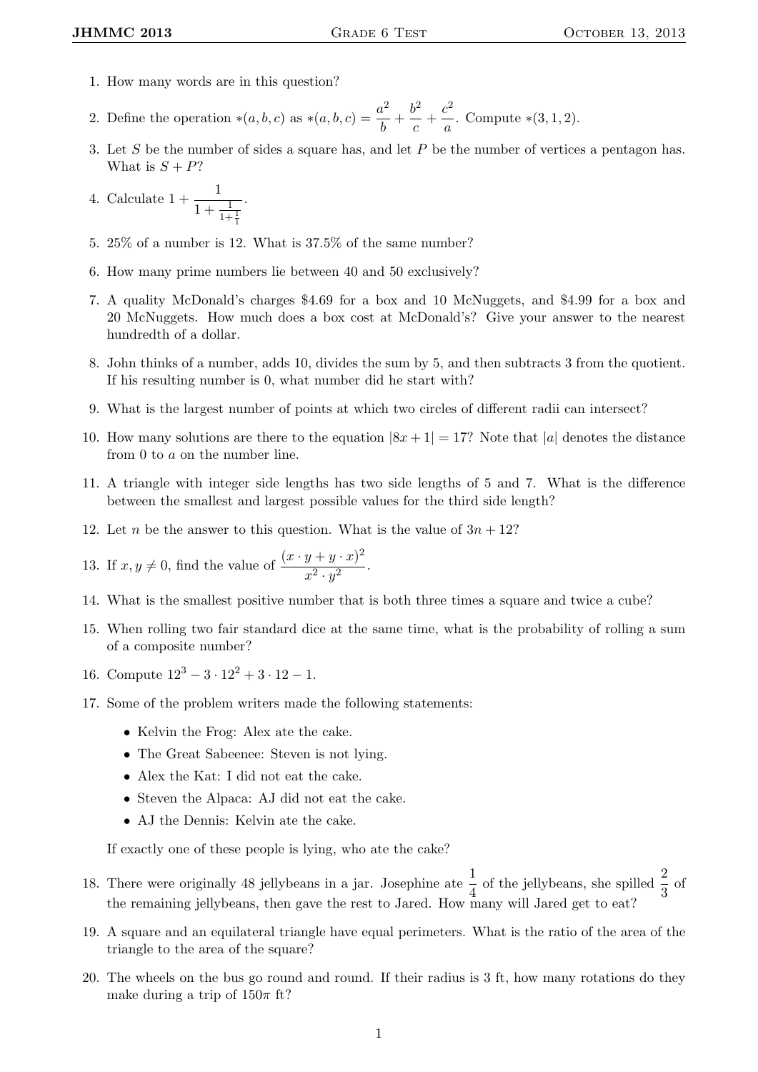1. How many words are in this question?

2. Define the operation $*(a, b, c)$ as $*(a, b, c) = \frac{a^2}{b} + \frac{b^2}{c} + \frac{c^2}{a}$. Compute $*(3, 1, 2)$.

3. Let $S$ be the number of sides a square has, and let $P$ be the number of vertices a pentagon has. What is $S + P$?

4. Calculate $1 + \frac{1}{1 + \frac{1}{1 + \frac{1}{1}}}$.

5. 25% of a number is 12. What is 37.5% of the same number?

6. How many prime numbers lie between 40 and 50 exclusively?

7. A quality McDonald's charges \$4.69 for a box and 10 McNuggets, and \$4.99 for a box and 20 McNuggets. How much does a box cost at McDonald's? Give your answer to the nearest hundredth of a dollar.

8. John thinks of a number, adds 10, divides the sum by 5, and then subtracts 3 from the quotient. If his resulting number is 0, what number did he start with?

9. What is the largest number of points at which two circles of different radii can intersect?

10. How many solutions are there to the equation $|8x + 1| = 17$? Note that $|a|$ denotes the distance from 0 to $a$ on the number line.

11. A triangle with integer side lengths has two side lengths of 5 and 7. What is the difference between the smallest and largest possible values for the third side length?

12. Let $n$ be the answer to this question. What is the value of $3n + 12$?

13. If $x, y \neq 0$, find the value of $\frac{(x \cdot y + y \cdot x)^2}{x^2 \cdot y^2}$.

14. What is the smallest positive number that is both three times a square and twice a cube?

15. When rolling two fair standard dice at the same time, what is the probability of rolling a sum of a composite number?

16. Compute $12^3 - 3 \cdot 12^2 + 3 \cdot 12 - 1$.

17. Some of the problem writers made the following statements:

    - Kelvin the Frog: Alex ate the cake.
    - The Great Sabeenee: Steven is not lying.
    - Alex the Kat: I did not eat the cake.
    - Steven the Alpaca: AJ did not eat the cake.
    - AJ the Dennis: Kelvin ate the cake.

    If exactly one of these people is lying, who ate the cake?

18. There were originally 48 jellybeans in a jar. Josephine ate $\frac{1}{4}$ of the jellybeans, she spilled $\frac{2}{3}$ of the remaining jellybeans, then gave the rest to Jared. How many will Jared get to eat?

19. A square and an equilateral triangle have equal perimeters. What is the ratio of the area of the triangle to the area of the square?

20. The wheels on the bus go round and round. If their radius is 3 ft, how many rotations do they make during a trip of $150\pi$ ft?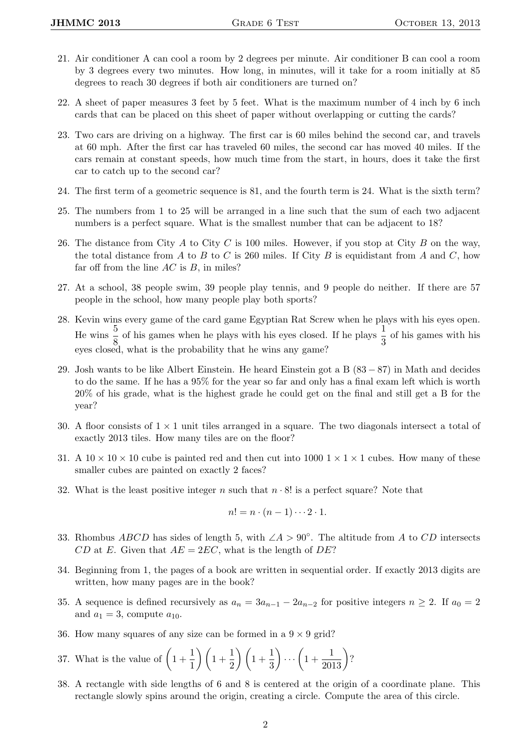21. Air conditioner A can cool a room by 2 degrees per minute. Air conditioner B can cool a room by 3 degrees every two minutes. How long, in minutes, will it take for a room initially at 85 degrees to reach 30 degrees if both air conditioners are turned on?

22. A sheet of paper measures 3 feet by 5 feet. What is the maximum number of 4 inch by 6 inch cards that can be placed on this sheet of paper without overlapping or cutting the cards?

23. Two cars are driving on a highway. The first car is 60 miles behind the second car, and travels at 60 mph. After the first car has traveled 60 miles, the second car has moved 40 miles. If the cars remain at constant speeds, how much time from the start, in hours, does it take the first car to catch up to the second car?

24. The first term of a geometric sequence is 81, and the fourth term is 24. What is the sixth term?

25. The numbers from 1 to 25 will be arranged in a line such that the sum of each two adjacent numbers is a perfect square. What is the smallest number that can be adjacent to 18?

26. The distance from City $A$ to City $C$ is 100 miles. However, if you stop at City $B$ on the way, the total distance from $A$ to $B$ to $C$ is 260 miles. If City $B$ is equidistant from $A$ and $C$, how far off from the line $AC$ is $B$, in miles?

27. At a school, 38 people swim, 39 people play tennis, and 9 people do neither. If there are 57 people in the school, how many people play both sports?

28. Kevin wins every game of the card game Egyptian Rat Screw when he plays with his eyes open. He wins $\frac{5}{8}$ of his games when he plays with his eyes closed. If he plays $\frac{1}{3}$ of his games with his eyes closed, what is the probability that he wins any game?

29. Josh wants to be like Albert Einstein. He heard Einstein got a B $(83 - 87)$ in Math and decides to do the same. If he has a 95% for the year so far and only has a final exam left which is worth 20% of his grade, what is the highest grade he could get on the final and still get a B for the year?

30. A floor consists of $1 \times 1$ unit tiles arranged in a square. The two diagonals intersect a total of exactly 2013 tiles. How many tiles are on the floor?

31. A $10 \times 10 \times 10$ cube is painted red and then cut into 1000 $1 \times 1 \times 1$ cubes. How many of these smaller cubes are painted on exactly 2 faces?

32. What is the least positive integer $n$ such that $n \cdot 8!$ is a perfect square? Note that

$$n! = n \cdot (n-1) \cdots 2 \cdot 1.$$

33. Rhombus $ABCD$ has sides of length 5, with $\angle A > 90^\circ$. The altitude from $A$ to $CD$ intersects $CD$ at $E$. Given that $AE = 2EC$, what is the length of $DE$?

34. Beginning from 1, the pages of a book are written in sequential order. If exactly 2013 digits are written, how many pages are in the book?

35. A sequence is defined recursively as $a_n = 3a_{n-1} - 2a_{n-2}$ for positive integers $n \geq 2$. If $a_0 = 2$ and $a_1 = 3$, compute $a_{10}$.

36. How many squares of any size can be formed in a $9 \times 9$ grid?

37. What is the value of $\left(1 + \frac{1}{1}\right)\left(1 + \frac{1}{2}\right)\left(1 + \frac{1}{3}\right) \cdots \left(1 + \frac{1}{2013}\right)$?

38. A rectangle with side lengths of 6 and 8 is centered at the origin of a coordinate plane. This rectangle slowly spins around the origin, creating a circle. Compute the area of this circle.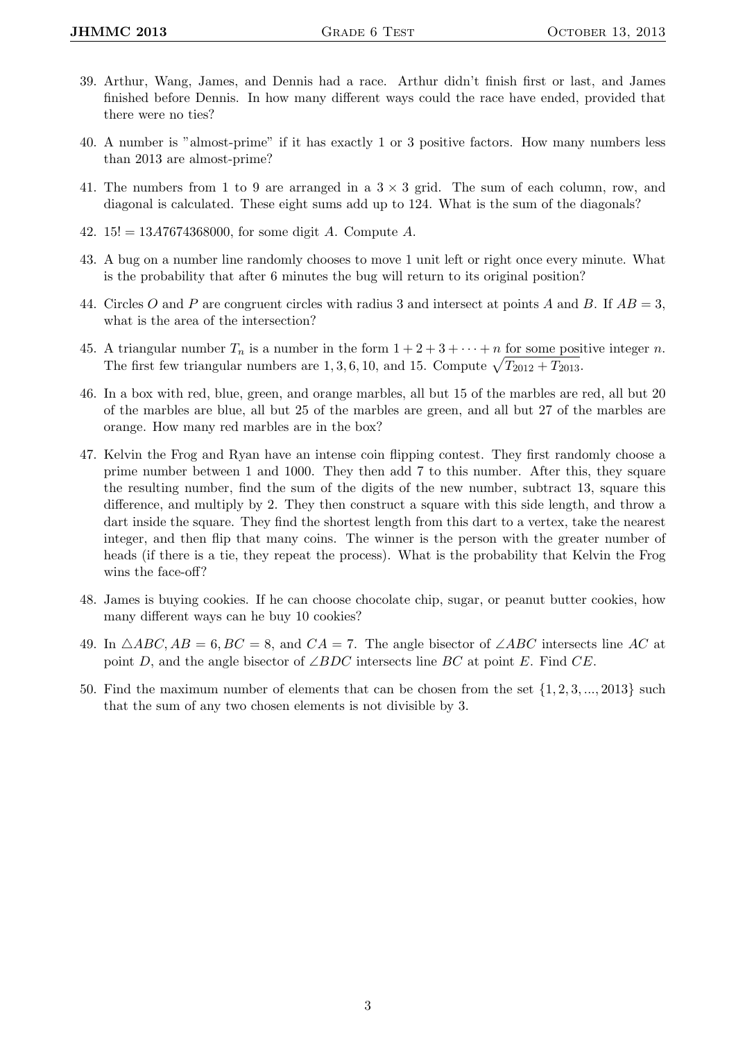39. Arthur, Wang, James, and Dennis had a race. Arthur didn't finish first or last, and James finished before Dennis. In how many different ways could the race have ended, provided that there were no ties?

40. A number is "almost-prime" if it has exactly 1 or 3 positive factors. How many numbers less than 2013 are almost-prime?

41. The numbers from 1 to 9 are arranged in a $3 \times 3$ grid. The sum of each column, row, and diagonal is calculated. These eight sums add up to 124. What is the sum of the diagonals?

42. $15! = 13A7674368000$, for some digit $A$. Compute $A$.

43. A bug on a number line randomly chooses to move 1 unit left or right once every minute. What is the probability that after 6 minutes the bug will return to its original position?

44. Circles $O$ and $P$ are congruent circles with radius 3 and intersect at points $A$ and $B$. If $AB = 3$, what is the area of the intersection?

45. A triangular number $T_n$ is a number in the form $1 + 2 + 3 + \cdots + n$ for some positive integer $n$. The first few triangular numbers are $1, 3, 6, 10$, and $15$. Compute $\sqrt{T_{2012} + T_{2013}}$.

46. In a box with red, blue, green, and orange marbles, all but 15 of the marbles are red, all but 20 of the marbles are blue, all but 25 of the marbles are green, and all but 27 of the marbles are orange. How many red marbles are in the box?

47. Kelvin the Frog and Ryan have an intense coin flipping contest. They first randomly choose a prime number between 1 and 1000. They then add 7 to this number. After this, they square the resulting number, find the sum of the digits of the new number, subtract 13, square this difference, and multiply by 2. They then construct a square with this side length, and throw a dart inside the square. They find the shortest length from this dart to a vertex, take the nearest integer, and then flip that many coins. The winner is the person with the greater number of heads (if there is a tie, they repeat the process). What is the probability that Kelvin the Frog wins the face-off?

48. James is buying cookies. If he can choose chocolate chip, sugar, or peanut butter cookies, how many different ways can he buy 10 cookies?

49. In $\triangle ABC, AB = 6, BC = 8$, and $CA = 7$. The angle bisector of $\angle ABC$ intersects line $AC$ at point $D$, and the angle bisector of $\angle BDC$ intersects line $BC$ at point $E$. Find $CE$.

50. Find the maximum number of elements that can be chosen from the set $\{1, 2, 3, ..., 2013\}$ such that the sum of any two chosen elements is not divisible by 3.